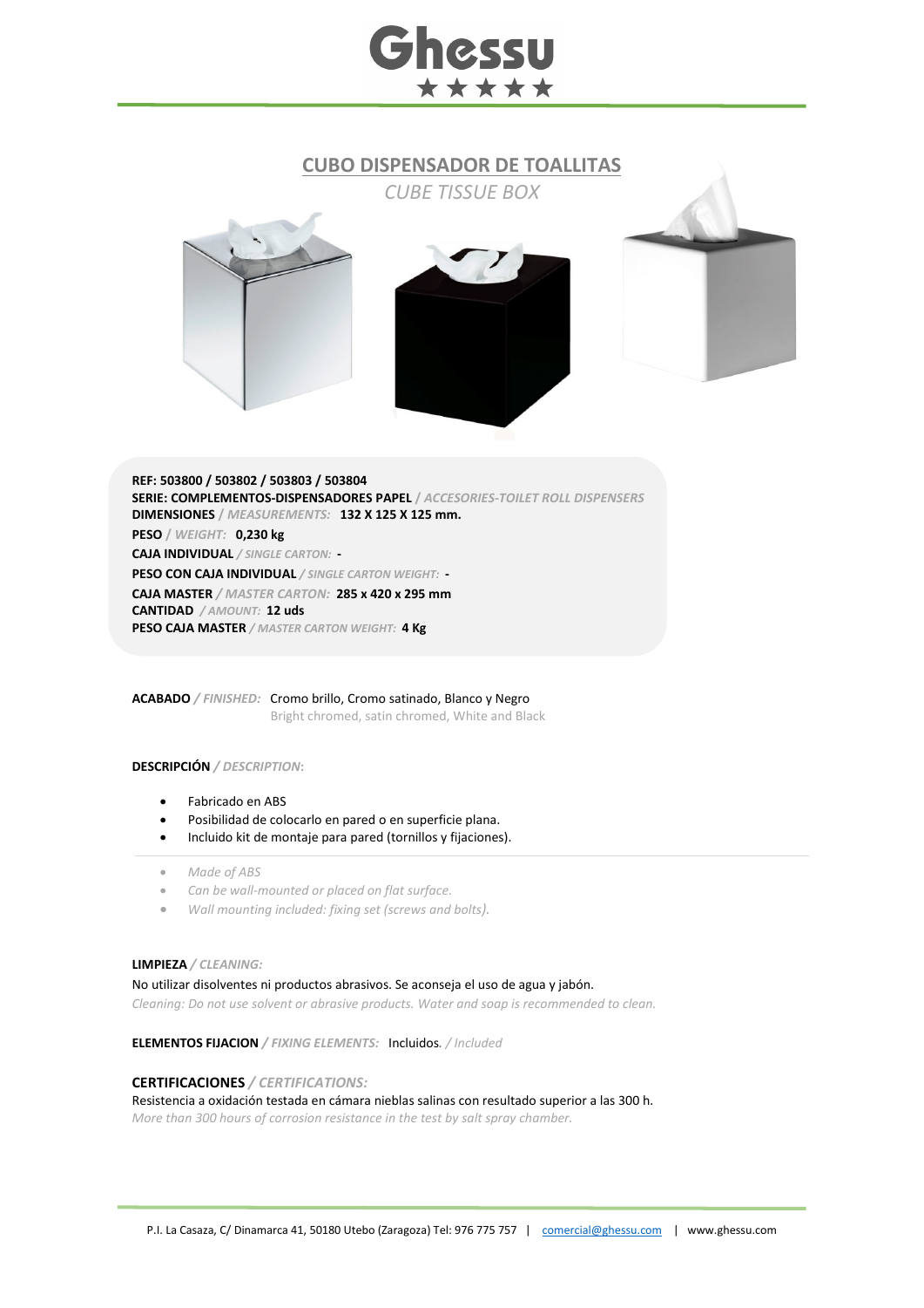Ghessu

# CUBO DISPENSADOR DE TOALLITAS

*CUBE TISSUE BOX*

**REF: 503800 / 503802 / 503803 / 503804**
**SERIE: COMPLEMENTOS-DISPENSADORES PAPEL** / *ACCESORIES-TOILET ROLL DISPENSERS*
**DIMENSIONES** / *MEASUREMENTS:* **132 X 125 X 125 mm.**
**PESO** / *WEIGHT:* **0,230 kg**
**CAJA INDIVIDUAL** / *SINGLE CARTON:* **-**
**PESO CON CAJA INDIVIDUAL** / *SINGLE CARTON WEIGHT:* **-**
**CAJA MASTER** / *MASTER CARTON:* **285 x 420 x 295 mm**
**CANTIDAD** / *AMOUNT:* **12 uds**
**PESO CAJA MASTER** / *MASTER CARTON WEIGHT:* **4 Kg**

**ACABADO** / *FINISHED:* Cromo brillo, Cromo satinado, Blanco y Negro
Bright chromed, satin chromed, White and Black

**DESCRIPCIÓN** / *DESCRIPTION*:

- Fabricado en ABS
- Posibilidad de colocarlo en pared o en superficie plana.
- Incluido kit de montaje para pared (tornillos y fijaciones).

---

- *Made of ABS*
- *Can be wall-mounted or placed on flat surface.*
- *Wall mounting included: fixing set (screws and bolts).*

**LIMPIEZA** / *CLEANING:*

No utilizar disolventes ni productos abrasivos. Se aconseja el uso de agua y jabón.
*Cleaning: Do not use solvent or abrasive products. Water and soap is recommended to clean.*

**ELEMENTOS FIJACION** / *FIXING ELEMENTS:* Incluidos. / *Included*

**CERTIFICACIONES** / *CERTIFICATIONS:*

Resistencia a oxidación testada en cámara nieblas salinas con resultado superior a las 300 h.
*More than 300 hours of corrosion resistance in the test by salt spray chamber.*

P.I. La Casaza, C/ Dinamarca 41, 50180 Utebo (Zaragoza) Tel: 976 775 757 | comercial@ghessu.com | www.ghessu.com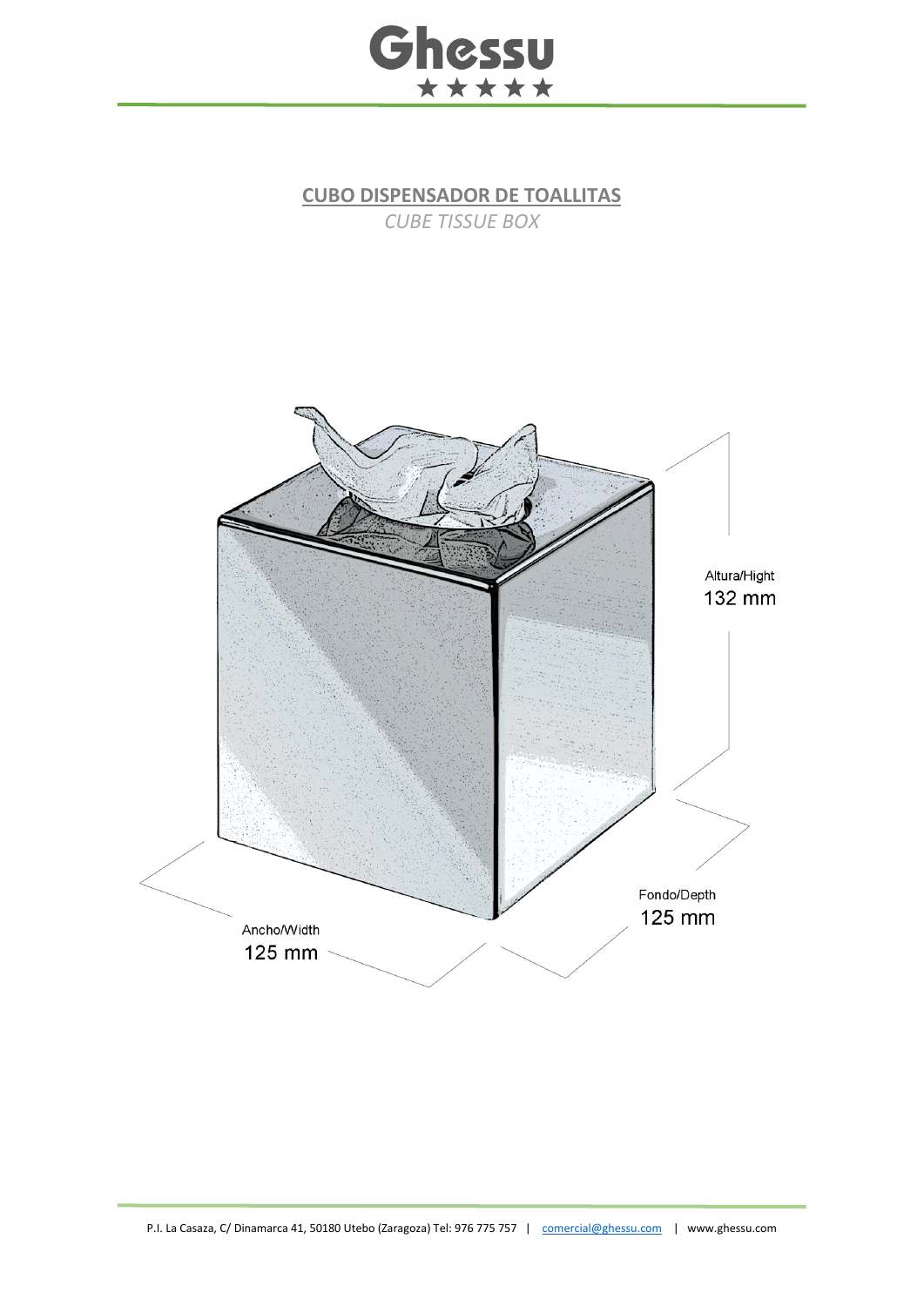# Ghessu

## CUBO DISPENSADOR DE TOALLITAS

*CUBE TISSUE BOX*

Altura/Hight
132 mm

Fondo/Depth
125 mm

Ancho/Width
125 mm

P.I. La Casaza, C/ Dinamarca 41, 50180 Utebo (Zaragoza) Tel: 976 775 757 | comercial@ghessu.com | www.ghessu.com